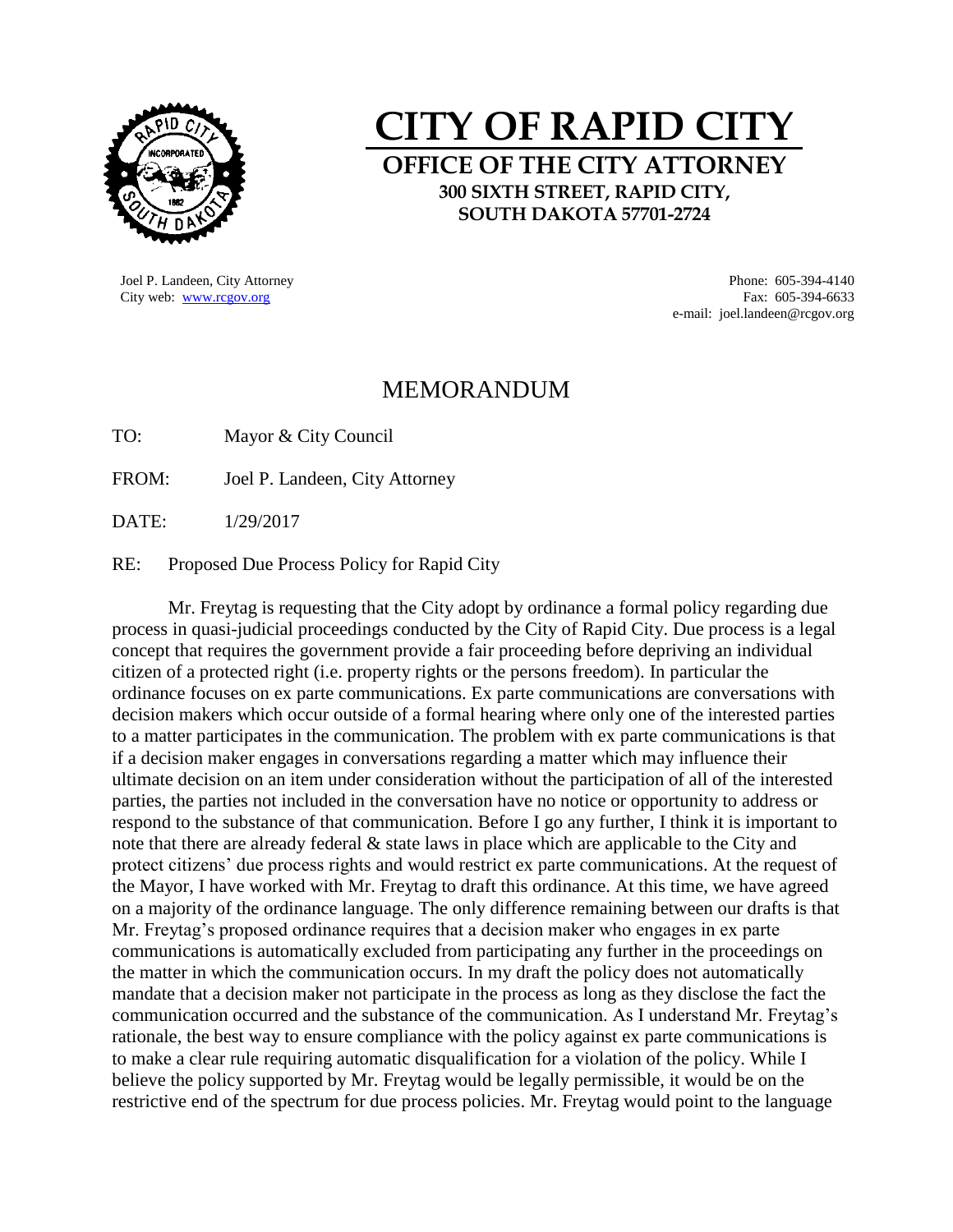# CITY OF RAPID CITY

## OFFICE OF THE CITY ATTORNEY

**300 SIXTH STREET, RAPID CITY, SOUTH DAKOTA 57701-2724**

Joel P. Landeen, City Attorney
City web: www.rcgov.org

Phone: 605-394-4140
Fax: 605-394-6633
e-mail: joel.landeen@rcgov.org

## MEMORANDUM

TO: Mayor & City Council

FROM: Joel P. Landeen, City Attorney

DATE: 1/29/2017

RE: Proposed Due Process Policy for Rapid City

Mr. Freytag is requesting that the City adopt by ordinance a formal policy regarding due process in quasi-judicial proceedings conducted by the City of Rapid City. Due process is a legal concept that requires the government provide a fair proceeding before depriving an individual citizen of a protected right (i.e. property rights or the persons freedom). In particular the ordinance focuses on ex parte communications. Ex parte communications are conversations with decision makers which occur outside of a formal hearing where only one of the interested parties to a matter participates in the communication. The problem with ex parte communications is that if a decision maker engages in conversations regarding a matter which may influence their ultimate decision on an item under consideration without the participation of all of the interested parties, the parties not included in the conversation have no notice or opportunity to address or respond to the substance of that communication. Before I go any further, I think it is important to note that there are already federal & state laws in place which are applicable to the City and protect citizens' due process rights and would restrict ex parte communications. At the request of the Mayor, I have worked with Mr. Freytag to draft this ordinance. At this time, we have agreed on a majority of the ordinance language. The only difference remaining between our drafts is that Mr. Freytag's proposed ordinance requires that a decision maker who engages in ex parte communications is automatically excluded from participating any further in the proceedings on the matter in which the communication occurs. In my draft the policy does not automatically mandate that a decision maker not participate in the process as long as they disclose the fact the communication occurred and the substance of the communication. As I understand Mr. Freytag's rationale, the best way to ensure compliance with the policy against ex parte communications is to make a clear rule requiring automatic disqualification for a violation of the policy. While I believe the policy supported by Mr. Freytag would be legally permissible, it would be on the restrictive end of the spectrum for due process policies. Mr. Freytag would point to the language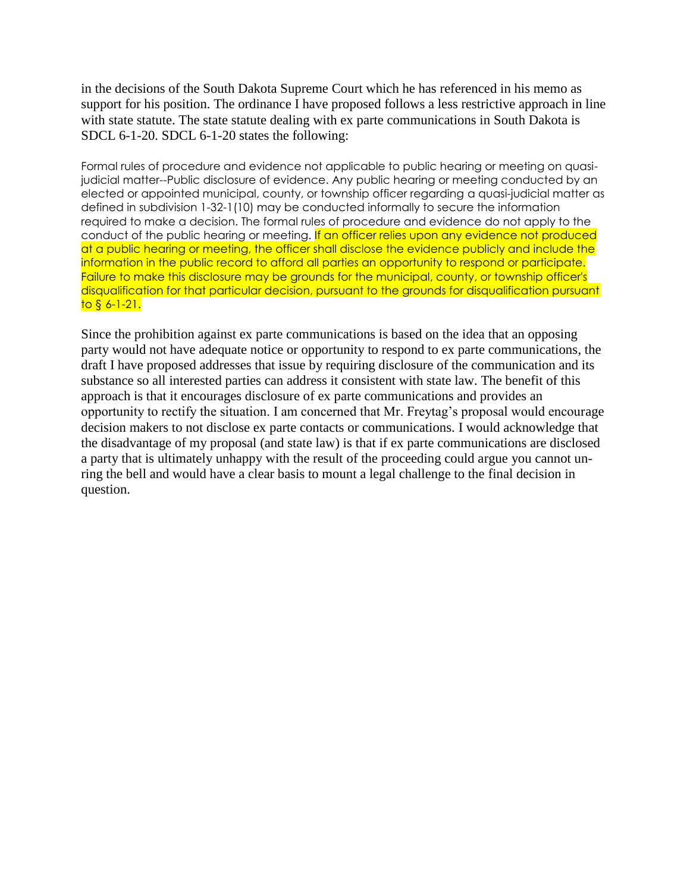in the decisions of the South Dakota Supreme Court which he has referenced in his memo as support for his position. The ordinance I have proposed follows a less restrictive approach in line with state statute. The state statute dealing with ex parte communications in South Dakota is SDCL 6-1-20. SDCL 6-1-20 states the following:

> Formal rules of procedure and evidence not applicable to public hearing or meeting on quasi-judicial matter--Public disclosure of evidence. Any public hearing or meeting conducted by an elected or appointed municipal, county, or township officer regarding a quasi-judicial matter as defined in subdivision 1-32-1(10) may be conducted informally to secure the information required to make a decision. The formal rules of procedure and evidence do not apply to the conduct of the public hearing or meeting. If an officer relies upon any evidence not produced at a public hearing or meeting, the officer shall disclose the evidence publicly and include the information in the public record to afford all parties an opportunity to respond or participate. Failure to make this disclosure may be grounds for the municipal, county, or township officer's disqualification for that particular decision, pursuant to the grounds for disqualification pursuant to § 6-1-21.

Since the prohibition against ex parte communications is based on the idea that an opposing party would not have adequate notice or opportunity to respond to ex parte communications, the draft I have proposed addresses that issue by requiring disclosure of the communication and its substance so all interested parties can address it consistent with state law. The benefit of this approach is that it encourages disclosure of ex parte communications and provides an opportunity to rectify the situation. I am concerned that Mr. Freytag's proposal would encourage decision makers to not disclose ex parte contacts or communications. I would acknowledge that the disadvantage of my proposal (and state law) is that if ex parte communications are disclosed a party that is ultimately unhappy with the result of the proceeding could argue you cannot un-ring the bell and would have a clear basis to mount a legal challenge to the final decision in question.